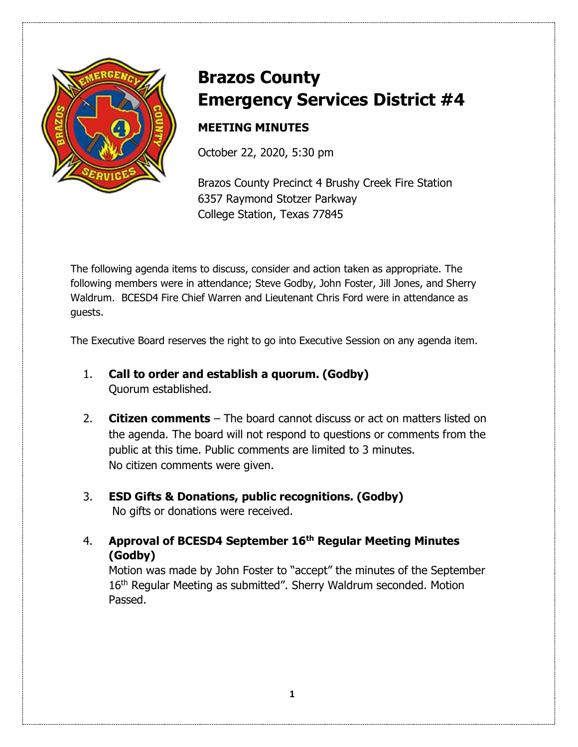# Brazos County Emergency Services District #4

## MEETING MINUTES

October 22, 2020, 5:30 pm

Brazos County Precinct 4 Brushy Creek Fire Station
6357 Raymond Stotzer Parkway
College Station, Texas 77845

The following agenda items to discuss, consider and action taken as appropriate. The following members were in attendance; Steve Godby, John Foster, Jill Jones, and Sherry Waldrum. BCESD4 Fire Chief Warren and Lieutenant Chris Ford were in attendance as guests.

The Executive Board reserves the right to go into Executive Session on any agenda item.

1. **Call to order and establish a quorum. (Godby)**
   Quorum established.

2. **Citizen comments** – The board cannot discuss or act on matters listed on the agenda. The board will not respond to questions or comments from the public at this time. Public comments are limited to 3 minutes.
   No citizen comments were given.

3. **ESD Gifts & Donations, public recognitions. (Godby)**
   No gifts or donations were received.

4. **Approval of BCESD4 September 16th Regular Meeting Minutes (Godby)**
   Motion was made by John Foster to "accept" the minutes of the September 16th Regular Meeting as submitted". Sherry Waldrum seconded. Motion Passed.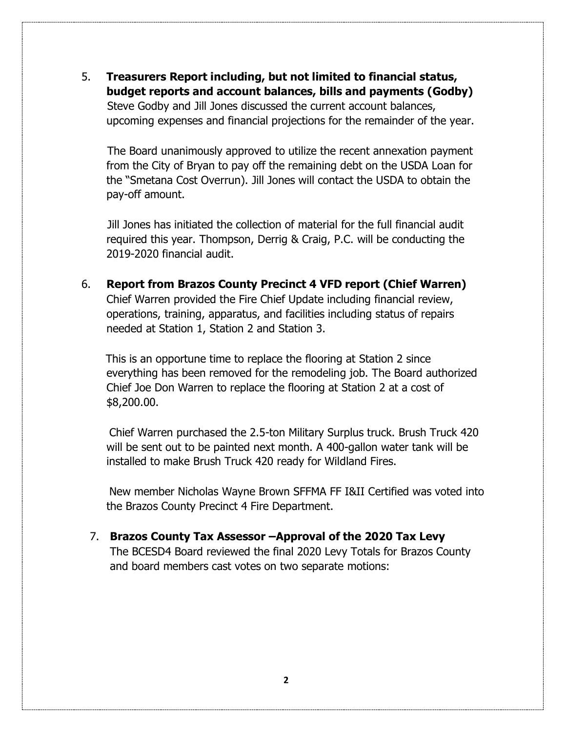5. **Treasurers Report including, but not limited to financial status, budget reports and account balances, bills and payments (Godby)**
   Steve Godby and Jill Jones discussed the current account balances, upcoming expenses and financial projections for the remainder of the year.

   The Board unanimously approved to utilize the recent annexation payment from the City of Bryan to pay off the remaining debt on the USDA Loan for the "Smetana Cost Overrun). Jill Jones will contact the USDA to obtain the pay-off amount.

   Jill Jones has initiated the collection of material for the full financial audit required this year. Thompson, Derrig & Craig, P.C. will be conducting the 2019-2020 financial audit.

6. **Report from Brazos County Precinct 4 VFD report (Chief Warren)**
   Chief Warren provided the Fire Chief Update including financial review, operations, training, apparatus, and facilities including status of repairs needed at Station 1, Station 2 and Station 3.

   This is an opportune time to replace the flooring at Station 2 since everything has been removed for the remodeling job. The Board authorized Chief Joe Don Warren to replace the flooring at Station 2 at a cost of $8,200.00.

   Chief Warren purchased the 2.5-ton Military Surplus truck. Brush Truck 420 will be sent out to be painted next month. A 400-gallon water tank will be installed to make Brush Truck 420 ready for Wildland Fires.

   New member Nicholas Wayne Brown SFFMA FF I&II Certified was voted into the Brazos County Precinct 4 Fire Department.

7. **Brazos County Tax Assessor –Approval of the 2020 Tax Levy**
   The BCESD4 Board reviewed the final 2020 Levy Totals for Brazos County and board members cast votes on two separate motions: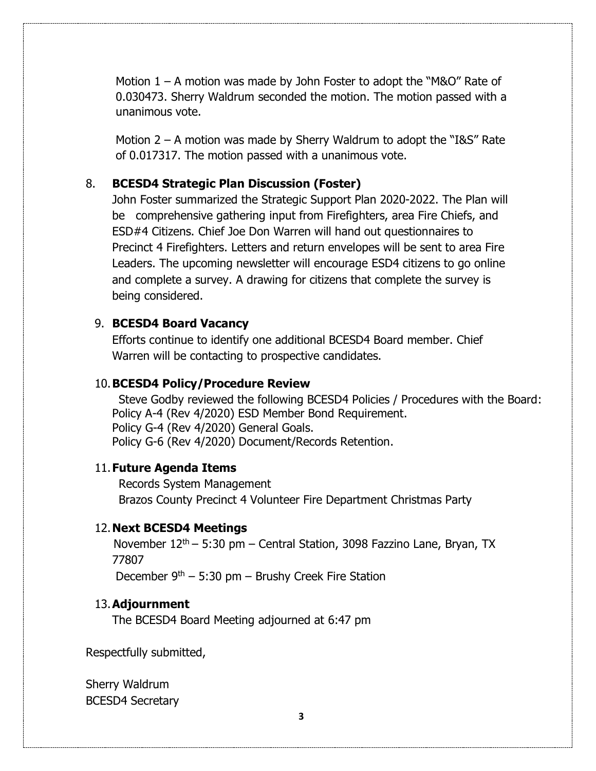Motion 1 – A motion was made by John Foster to adopt the "M&O" Rate of 0.030473. Sherry Waldrum seconded the motion. The motion passed with a unanimous vote.

Motion 2 – A motion was made by Sherry Waldrum to adopt the "I&S" Rate of 0.017317. The motion passed with a unanimous vote.

8. **BCESD4 Strategic Plan Discussion (Foster)**
   John Foster summarized the Strategic Support Plan 2020-2022. The Plan will be comprehensive gathering input from Firefighters, area Fire Chiefs, and ESD#4 Citizens. Chief Joe Don Warren will hand out questionnaires to Precinct 4 Firefighters. Letters and return envelopes will be sent to area Fire Leaders. The upcoming newsletter will encourage ESD4 citizens to go online and complete a survey. A drawing for citizens that complete the survey is being considered.

9. **BCESD4 Board Vacancy**
   Efforts continue to identify one additional BCESD4 Board member. Chief Warren will be contacting to prospective candidates.

10. **BCESD4 Policy/Procedure Review**
    Steve Godby reviewed the following BCESD4 Policies / Procedures with the Board:
    Policy A-4 (Rev 4/2020) ESD Member Bond Requirement.
    Policy G-4 (Rev 4/2020) General Goals.
    Policy G-6 (Rev 4/2020) Document/Records Retention.

11. **Future Agenda Items**
    Records System Management
    Brazos County Precinct 4 Volunteer Fire Department Christmas Party

12. **Next BCESD4 Meetings**
    November 12th – 5:30 pm – Central Station, 3098 Fazzino Lane, Bryan, TX 77807
    December 9th – 5:30 pm – Brushy Creek Fire Station

13. **Adjournment**
    The BCESD4 Board Meeting adjourned at 6:47 pm

Respectfully submitted,

Sherry Waldrum
BCESD4 Secretary